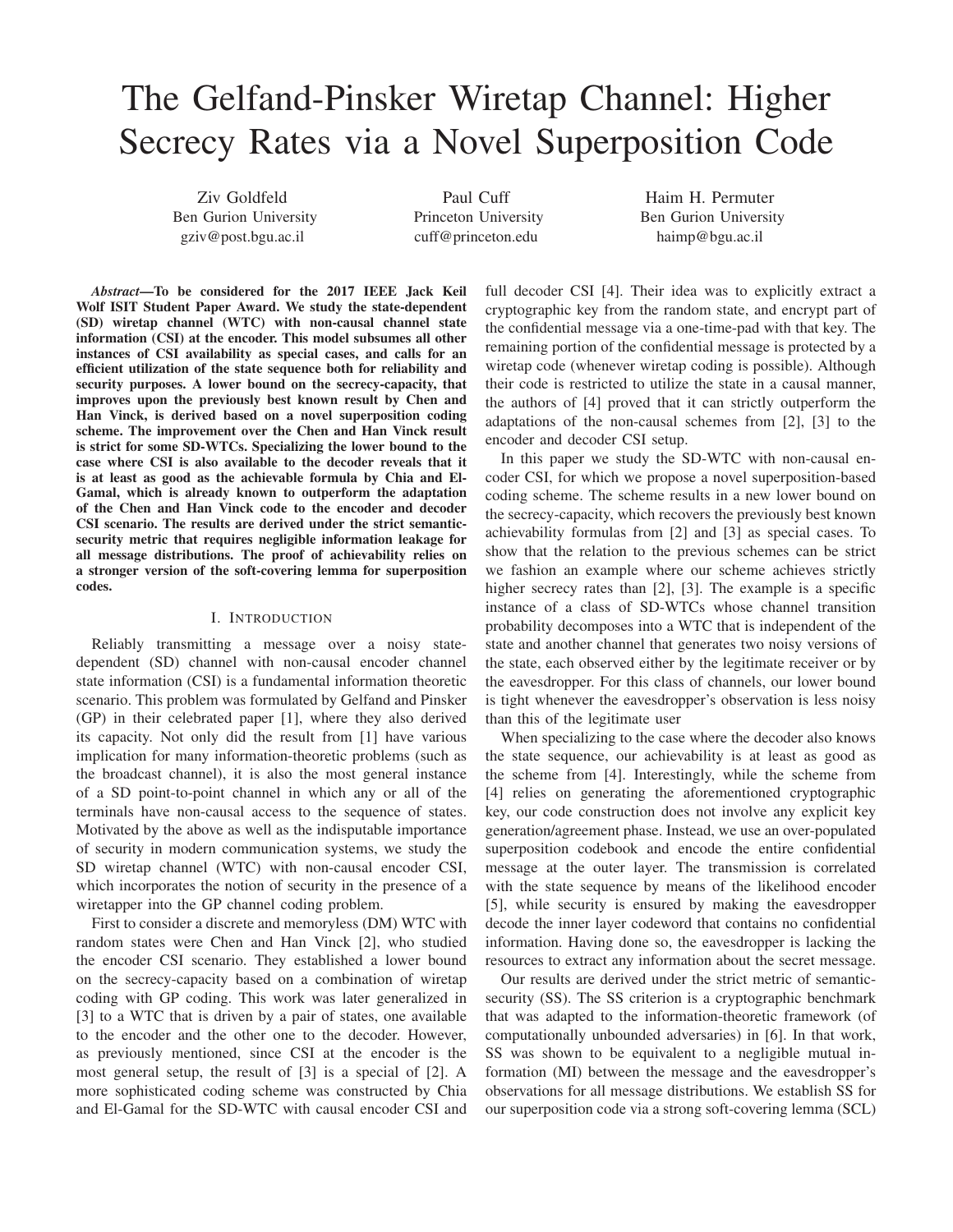# The Gelfand-Pinsker Wiretap Channel: Higher Secrecy Rates via a Novel Superposition Code

Ziv Goldfeld
Ben Gurion University
gziv@post.bgu.ac.il

Paul Cuff
Princeton University
cuff@princeton.edu

Haim H. Permuter
Ben Gurion University
haimp@bgu.ac.il

***Abstract*—To be considered for the 2017 IEEE Jack Keil Wolf ISIT Student Paper Award. We study the state-dependent (SD) wiretap channel (WTC) with non-causal channel state information (CSI) at the encoder. This model subsumes all other instances of CSI availability as special cases, and calls for an efficient utilization of the state sequence both for reliability and security purposes. A lower bound on the secrecy-capacity, that improves upon the previously best known result by Chen and Han Vinck, is derived based on a novel superposition coding scheme. The improvement over the Chen and Han Vinck result is strict for some SD-WTCs. Specializing the lower bound to the case where CSI is also available to the decoder reveals that it is at least as good as the achievable formula by Chia and El-Gamal, which is already known to outperform the adaptation of the Chen and Han Vinck code to the encoder and decoder CSI scenario. The results are derived under the strict semantic-security metric that requires negligible information leakage for all message distributions. The proof of achievability relies on a stronger version of the soft-covering lemma for superposition codes.**

## I. Introduction

Reliably transmitting a message over a noisy state-dependent (SD) channel with non-causal encoder channel state information (CSI) is a fundamental information theoretic scenario. This problem was formulated by Gelfand and Pinsker (GP) in their celebrated paper [1], where they also derived its capacity. Not only did the result from [1] have various implication for many information-theoretic problems (such as the broadcast channel), it is also the most general instance of a SD point-to-point channel in which any or all of the terminals have non-causal access to the sequence of states. Motivated by the above as well as the indisputable importance of security in modern communication systems, we study the SD wiretap channel (WTC) with non-causal encoder CSI, which incorporates the notion of security in the presence of a wiretapper into the GP channel coding problem.

First to consider a discrete and memoryless (DM) WTC with random states were Chen and Han Vinck [2], who studied the encoder CSI scenario. They established a lower bound on the secrecy-capacity based on a combination of wiretap coding with GP coding. This work was later generalized in [3] to a WTC that is driven by a pair of states, one available to the encoder and the other one to the decoder. However, as previously mentioned, since CSI at the encoder is the most general setup, the result of [3] is a special of [2]. A more sophisticated coding scheme was constructed by Chia and El-Gamal for the SD-WTC with causal encoder CSI and full decoder CSI [4]. Their idea was to explicitly extract a cryptographic key from the random state, and encrypt part of the confidential message via a one-time-pad with that key. The remaining portion of the confidential message is protected by a wiretap code (whenever wiretap coding is possible). Although their code is restricted to utilize the state in a causal manner, the authors of [4] proved that it can strictly outperform the adaptations of the non-causal schemes from [2], [3] to the encoder and decoder CSI setup.

In this paper we study the SD-WTC with non-causal encoder CSI, for which we propose a novel superposition-based coding scheme. The scheme results in a new lower bound on the secrecy-capacity, which recovers the previously best known achievability formulas from [2] and [3] as special cases. To show that the relation to the previous schemes can be strict we fashion an example where our scheme achieves strictly higher secrecy rates than [2], [3]. The example is a specific instance of a class of SD-WTCs whose channel transition probability decomposes into a WTC that is independent of the state and another channel that generates two noisy versions of the state, each observed either by the legitimate receiver or by the eavesdropper. For this class of channels, our lower bound is tight whenever the eavesdropper's observation is less noisy than this of the legitimate user

When specializing to the case where the decoder also knows the state sequence, our achievability is at least as good as the scheme from [4]. Interestingly, while the scheme from [4] relies on generating the aforementioned cryptographic key, our code construction does not involve any explicit key generation/agreement phase. Instead, we use an over-populated superposition codebook and encode the entire confidential message at the outer layer. The transmission is correlated with the state sequence by means of the likelihood encoder [5], while security is ensured by making the eavesdropper decode the inner layer codeword that contains no confidential information. Having done so, the eavesdropper is lacking the resources to extract any information about the secret message.

Our results are derived under the strict metric of semantic-security (SS). The SS criterion is a cryptographic benchmark that was adapted to the information-theoretic framework (of computationally unbounded adversaries) in [6]. In that work, SS was shown to be equivalent to a negligible mutual information (MI) between the message and the eavesdropper's observations for all message distributions. We establish SS for our superposition code via a strong soft-covering lemma (SCL)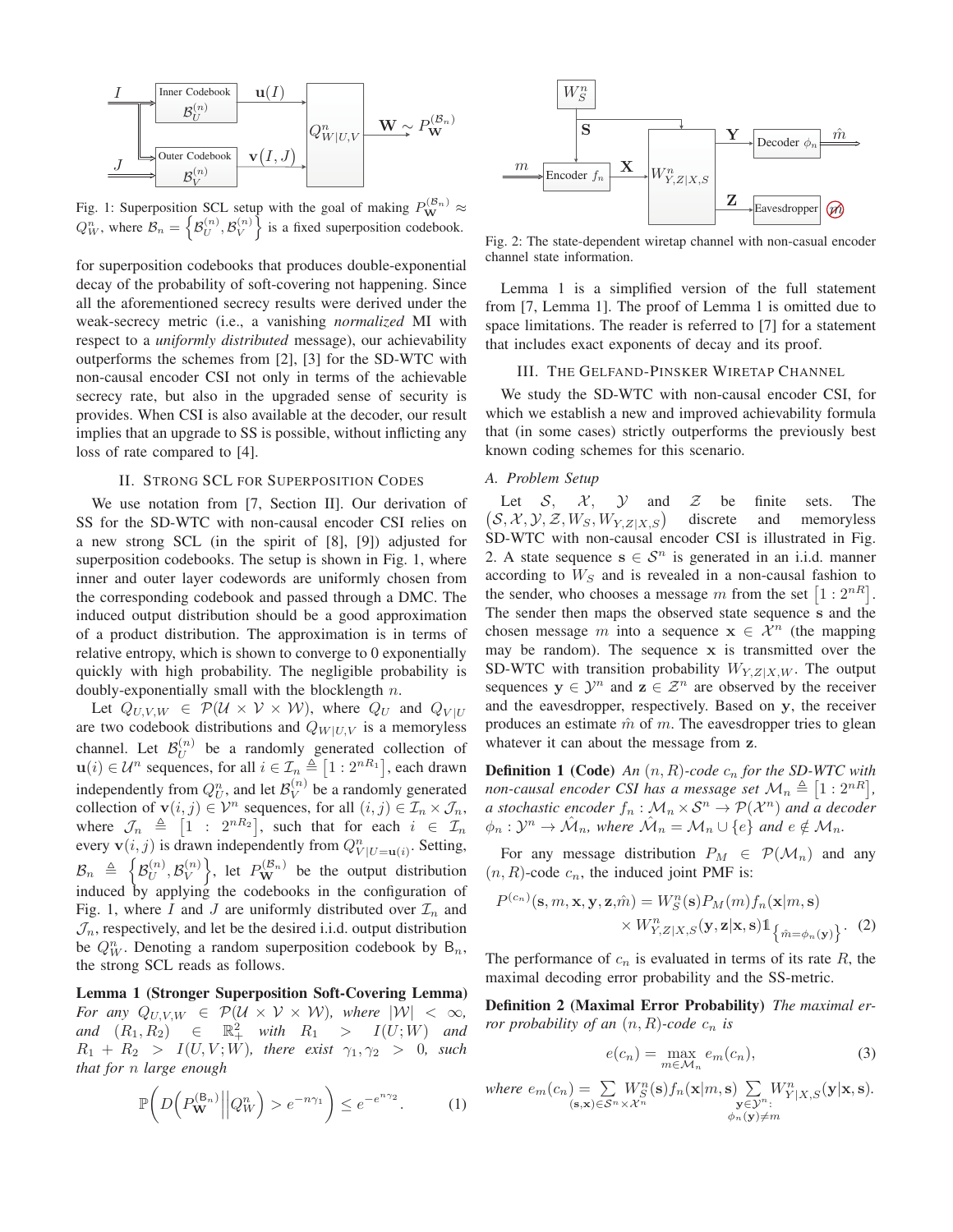Fig. 1: Superposition SCL setup with the goal of making $P_{\mathbf{W}}^{(\mathcal{B}_n)} \approx Q_W^n$, where $\mathcal{B}_n = \left\{\mathcal{B}_U^{(n)}, \mathcal{B}_V^{(n)}\right\}$ is a fixed superposition codebook.

for superposition codebooks that produces double-exponential decay of the probability of soft-covering not happening. Since all the aforementioned secrecy results were derived under the weak-secrecy metric (i.e., a vanishing *normalized* MI with respect to a *uniformly distributed* message), our achievability outperforms the schemes from [2], [3] for the SD-WTC with non-causal encoder CSI not only in terms of the achievable secrecy rate, but also in the upgraded sense of security is provides. When CSI is also available at the decoder, our result implies that an upgrade to SS is possible, without inflicting any loss of rate compared to [4].

## II. Strong SCL for Superposition Codes

We use notation from [7, Section II]. Our derivation of SS for the SD-WTC with non-causal encoder CSI relies on a new strong SCL (in the spirit of [8], [9]) adjusted for superposition codebooks. The setup is shown in Fig. 1, where inner and outer layer codewords are uniformly chosen from the corresponding codebook and passed through a DMC. The induced output distribution should be a good approximation of a product distribution. The approximation is in terms of relative entropy, which is shown to converge to 0 exponentially quickly with high probability. The negligible probability is doubly-exponentially small with the blocklength $n$.

Let $Q_{U,V,W} \in \mathcal{P}(\mathcal{U}\times\mathcal{V}\times\mathcal{W})$, where $Q_U$ and $Q_{V|U}$ are two codebook distributions and $Q_{W|U,V}$ is a memoryless channel. Let $\mathcal{B}_U^{(n)}$ be a randomly generated collection of $\mathbf{u}(i)\in\mathcal{U}^n$ sequences, for all $i\in\mathcal{I}_n \triangleq \left[1:2^{nR_1}\right]$, each drawn independently from $Q_U^n$, and let $\mathcal{B}_V^{(n)}$ be a randomly generated collection of $\mathbf{v}(i,j)\in\mathcal{V}^n$ sequences, for all $(i,j)\in\mathcal{I}_n\times\mathcal{J}_n$, where $\mathcal{J}_n \triangleq \left[1:2^{nR_2}\right]$, such that for each $i\in\mathcal{I}_n$ every $\mathbf{v}(i,j)$ is drawn independently from $Q^n_{V|U=\mathbf{u}(i)}$. Setting, $\mathcal{B}_n \triangleq \left\{\mathcal{B}_U^{(n)}, \mathcal{B}_V^{(n)}\right\}$, let $P_{\mathbf{W}}^{(\mathcal{B}_n)}$ be the output distribution induced by applying the codebooks in the configuration of Fig. 1, where $I$ and $J$ are uniformly distributed over $\mathcal{I}_n$ and $\mathcal{J}_n$, respectively, and let be the desired i.i.d. output distribution be $Q_W^n$. Denoting a random superposition codebook by $\mathsf{B}_n$, the strong SCL reads as follows.

**Lemma 1 (Stronger Superposition Soft-Covering Lemma)** *For any $Q_{U,V,W}\in\mathcal{P}(\mathcal{U}\times\mathcal{V}\times\mathcal{W})$, where $|\mathcal{W}|<\infty$, and $(R_1,R_2)\in\mathbb{R}_+^2$ with $R_1 > I(U;W)$ and $R_1+R_2 > I(U,V;W)$, there exist $\gamma_1,\gamma_2>0$, such that for $n$ large enough*

$$\mathbb{P}\bigg(D\Big(P_{\mathbf{W}}^{(\mathsf{B}_n)}\Big|\Big|Q_W^n\Big) > e^{-n\gamma_1}\bigg) \leq e^{-e^{n\gamma_2}}. \tag{1}$$

Fig. 2: The state-dependent wiretap channel with non-casual encoder channel state information.

Lemma 1 is a simplified version of the full statement from [7, Lemma 1]. The proof of Lemma 1 is omitted due to space limitations. The reader is referred to [7] for a statement that includes exact exponents of decay and its proof.

## III. The Gelfand-Pinsker Wiretap Channel

We study the SD-WTC with non-causal encoder CSI, for which we establish a new and improved achievability formula that (in some cases) strictly outperforms the previously best known coding schemes for this scenario.

### A. Problem Setup

Let $\mathcal{S}$, $\mathcal{X}$, $\mathcal{Y}$ and $\mathcal{Z}$ be finite sets. The $\left(\mathcal{S},\mathcal{X},\mathcal{Y},\mathcal{Z},W_S,W_{Y,Z|X,S}\right)$ discrete and memoryless SD-WTC with non-causal encoder CSI is illustrated in Fig. 2. A state sequence $\mathbf{s}\in\mathcal{S}^n$ is generated in an i.i.d. manner according to $W_S$ and is revealed in a non-causal fashion to the sender, who chooses a message $m$ from the set $\left[1:2^{nR}\right]$. The sender then maps the observed state sequence $\mathbf{s}$ and the chosen message $m$ into a sequence $\mathbf{x}\in\mathcal{X}^n$ (the mapping may be random). The sequence $\mathbf{x}$ is transmitted over the SD-WTC with transition probability $W_{Y,Z|X,W}$. The output sequences $\mathbf{y}\in\mathcal{Y}^n$ and $\mathbf{z}\in\mathcal{Z}^n$ are observed by the receiver and the eavesdropper, respectively. Based on $\mathbf{y}$, the receiver produces an estimate $\hat{m}$ of $m$. The eavesdropper tries to glean whatever it can about the message from $\mathbf{z}$.

**Definition 1 (Code)** *An $(n,R)$-code $c_n$ for the SD-WTC with non-causal encoder CSI has a message set $\mathcal{M}_n \triangleq \left[1:2^{nR}\right]$, a stochastic encoder $f_n:\mathcal{M}_n\times\mathcal{S}^n\to\mathcal{P}(\mathcal{X}^n)$ and a decoder $\phi_n:\mathcal{Y}^n\to\hat{\mathcal{M}}_n$, where $\hat{\mathcal{M}}_n=\mathcal{M}_n\cup\{e\}$ and $e\notin\mathcal{M}_n$.*

For any message distribution $P_M\in\mathcal{P}(\mathcal{M}_n)$ and any $(n,R)$-code $c_n$, the induced joint PMF is:

$$P^{(c_n)}(\mathbf{s},m,\mathbf{x},\mathbf{y},\mathbf{z},\hat{m}) = W_S^n(\mathbf{s})P_M(m)f_n(\mathbf{x}|m,\mathbf{s}) \times W^n_{Y,Z|X,S}(\mathbf{y},\mathbf{z}|\mathbf{x},\mathbf{s})\mathbb{1}_{\left\{\hat{m}=\phi_n(\mathbf{y})\right\}}. \tag{2}$$

The performance of $c_n$ is evaluated in terms of its rate $R$, the maximal decoding error probability and the SS-metric.

**Definition 2 (Maximal Error Probability)** *The maximal error probability of an $(n,R)$-code $c_n$ is*

$$e(c_n) = \max_{m\in\mathcal{M}_n} e_m(c_n), \tag{3}$$

*where* $e_m(c_n) = \sum\limits_{(\mathbf{s},\mathbf{x})\in\mathcal{S}^n\times\mathcal{X}^n} W_S^n(\mathbf{s})f_n(\mathbf{x}|m,\mathbf{s}) \sum\limits_{\substack{\mathbf{y}\in\mathcal{Y}^n:\\ \phi_n(\mathbf{y})\neq m}} W^n_{Y|X,S}(\mathbf{y}|\mathbf{x},\mathbf{s})$.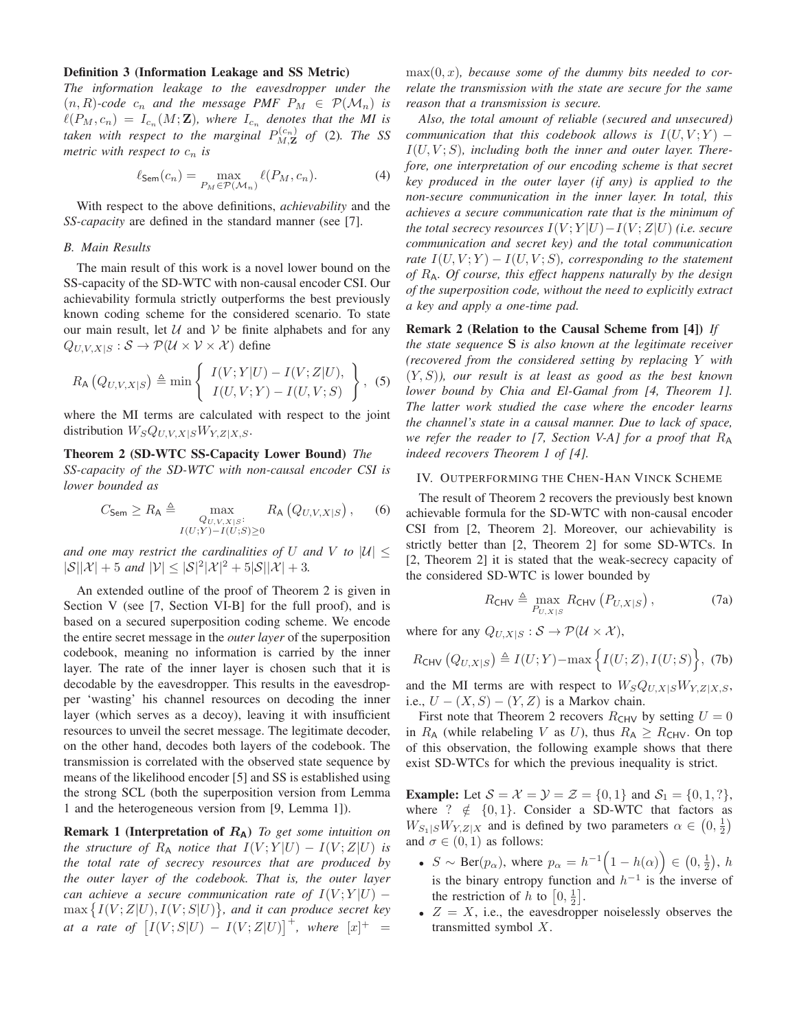**Definition 3 (Information Leakage and SS Metric)** *The information leakage to the eavesdropper under the $(n, R)$-code $c_n$ and the message PMF $P_M \in \mathcal{P}(\mathcal{M}_n)$ is $\ell(P_M, c_n) = I_{c_n}(M; \mathbf{Z})$, where $I_{c_n}$ denotes that the MI is taken with respect to the marginal $P^{(c_n)}_{M,\mathbf{Z}}$ of (2). The SS metric with respect to $c_n$ is*

$$\ell_{\mathsf{Sem}}(c_n) = \max_{P_M \in \mathcal{P}(\mathcal{M}_n)} \ell(P_M, c_n). \tag{4}$$

With respect to the above definitions, *achievability* and the *SS-capacity* are defined in the standard manner (see [7].

### B. Main Results

The main result of this work is a novel lower bound on the SS-capacity of the SD-WTC with non-causal encoder CSI. Our achievability formula strictly outperforms the best previously known coding scheme for the considered scenario. To state our main result, let $\mathcal{U}$ and $\mathcal{V}$ be finite alphabets and for any $Q_{U,V,X|S} : \mathcal{S} \to \mathcal{P}(\mathcal{U} \times \mathcal{V} \times \mathcal{X})$ define

$$R_{\mathsf{A}}\left(Q_{U,V,X|S}\right) \triangleq \min\left\{ \begin{array}{c} I(V;Y|U) - I(V;Z|U), \\ I(U,V;Y) - I(U,V;S) \end{array} \right\}, \tag{5}$$

where the MI terms are calculated with respect to the joint distribution $W_S Q_{U,V,X|S} W_{Y,Z|X,S}$.

**Theorem 2 (SD-WTC SS-Capacity Lower Bound)** *The SS-capacity of the SD-WTC with non-causal encoder CSI is lower bounded as*

$$C_{\mathsf{Sem}} \geq R_{\mathsf{A}} \triangleq \max_{\substack{Q_{U,V,X|S}: \\ I(U;Y)-I(U;S)\geq 0}} R_{\mathsf{A}}\left(Q_{U,V,X|S}\right), \tag{6}$$

*and one may restrict the cardinalities of $U$ and $V$ to $|\mathcal{U}| \leq |\mathcal{S}||\mathcal{X}| + 5$ and $|\mathcal{V}| \leq |\mathcal{S}|^2|\mathcal{X}|^2 + 5|\mathcal{S}||\mathcal{X}| + 3$.*

An extended outline of the proof of Theorem 2 is given in Section V (see [7, Section VI-B] for the full proof), and is based on a secured superposition coding scheme. We encode the entire secret message in the *outer layer* of the superposition codebook, meaning no information is carried by the inner layer. The rate of the inner layer is chosen such that it is decodable by the eavesdropper. This results in the eavesdropper 'wasting' his channel resources on decoding the inner layer (which serves as a decoy), leaving it with insufficient resources to unveil the secret message. The legitimate decoder, on the other hand, decodes both layers of the codebook. The transmission is correlated with the observed state sequence by means of the likelihood encoder [5] and SS is established using the strong SCL (both the superposition version from Lemma 1 and the heterogeneous version from [9, Lemma 1]).

**Remark 1 (Interpretation of $R_{\mathsf{A}}$)** *To get some intuition on the structure of $R_{\mathsf{A}}$ notice that $I(V;Y|U) - I(V;Z|U)$ is the total rate of secrecy resources that are produced by the outer layer of the codebook. That is, the outer layer can achieve a secure communication rate of $I(V;Y|U) - \max\big\{I(V;Z|U), I(V;S|U)\big\}$, and it can produce secret key at a rate of $\big[I(V;S|U) - I(V;Z|U)\big]^+$, where $[x]^+ = \max(0, x)$, because some of the dummy bits needed to correlate the transmission with the state are secure for the same reason that a transmission is secure.*

*Also, the total amount of reliable (secured and unsecured) communication that this codebook allows is $I(U,V;Y) - I(U,V;S)$, including both the inner and outer layer. Therefore, one interpretation of our encoding scheme is that secret key produced in the outer layer (if any) is applied to the non-secure communication in the inner layer. In total, this achieves a secure communication rate that is the minimum of the total secrecy resources $I(V;Y|U)-I(V;Z|U)$ (i.e. secure communication and secret key) and the total communication rate $I(U,V;Y) - I(U,V;S)$, corresponding to the statement of $R_{\mathsf{A}}$. Of course, this effect happens naturally by the design of the superposition code, without the need to explicitly extract a key and apply a one-time pad.*

**Remark 2 (Relation to the Causal Scheme from [4])** *If the state sequence $\mathbf{S}$ is also known at the legitimate receiver (recovered from the considered setting by replacing $Y$ with $(Y, S)$), our result is at least as good as the best known lower bound by Chia and El-Gamal from [4, Theorem 1]. The latter work studied the case where the encoder learns the channel's state in a causal manner. Due to lack of space, we refer the reader to [7, Section V-A] for a proof that $R_{\mathsf{A}}$ indeed recovers Theorem 1 of [4].*

## IV. Outperforming the Chen-Han Vinck Scheme

The result of Theorem 2 recovers the previously best known achievable formula for the SD-WTC with non-causal encoder CSI from [2, Theorem 2]. Moreover, our achievability is strictly better than [2, Theorem 2] for some SD-WTCs. In [2, Theorem 2] it is stated that the weak-secrecy capacity of the considered SD-WTC is lower bounded by

$$R_{\mathsf{CHV}} \triangleq \max_{P_{U,X|S}} R_{\mathsf{CHV}}\left(P_{U,X|S}\right), \tag{7a}$$

where for any $Q_{U,X|S} : \mathcal{S} \to \mathcal{P}(\mathcal{U} \times \mathcal{X})$,

$$R_{\mathsf{CHV}}\left(Q_{U,X|S}\right) \triangleq I(U;Y) - \max\Big\{I(U;Z), I(U;S)\Big\}, \tag{7b}$$

and the MI terms are with respect to $W_S Q_{U,X|S} W_{Y,Z|X,S}$, i.e., $U - (X,S) - (Y,Z)$ is a Markov chain.

First note that Theorem 2 recovers $R_{\mathsf{CHV}}$ by setting $U = 0$ in $R_{\mathsf{A}}$ (while relabeling $V$ as $U$), thus $R_{\mathsf{A}} \geq R_{\mathsf{CHV}}$. On top of this observation, the following example shows that there exist SD-WTCs for which the previous inequality is strict.

**Example:** Let $\mathcal{S} = \mathcal{X} = \mathcal{Y} = \mathcal{Z} = \{0,1\}$ and $\mathcal{S}_1 = \{0,1,?\}$, where $? \notin \{0,1\}$. Consider a SD-WTC that factors as $W_{S_1|S} W_{Y,Z|X}$ and is defined by two parameters $\alpha \in \left(0, \frac{1}{2}\right)$ and $\sigma \in (0,1)$ as follows:

- $S \sim \text{Ber}(p_\alpha)$, where $p_\alpha = h^{-1}\Big(1 - h(\alpha)\Big) \in \left(0, \frac{1}{2}\right)$, $h$ is the binary entropy function and $h^{-1}$ is the inverse of the restriction of $h$ to $\left[0, \frac{1}{2}\right]$.
- $Z = X$, i.e., the eavesdropper noiselessly observes the transmitted symbol $X$.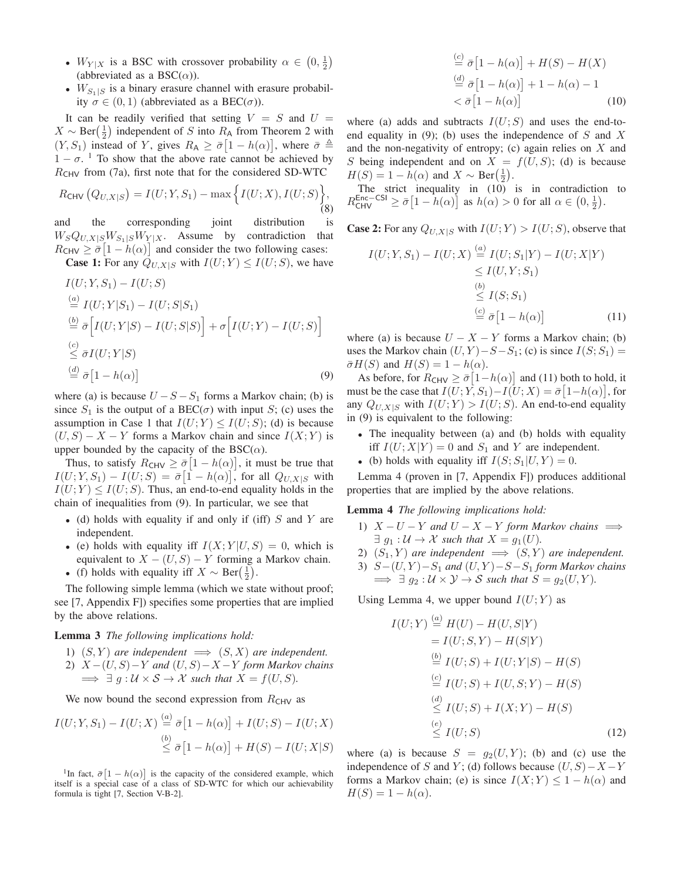- $W_{Y|X}$ is a BSC with crossover probability $\alpha \in \left(0, \frac{1}{2}\right)$ (abbreviated as a BSC($\alpha$)).
- $W_{S_1|S}$ is a binary erasure channel with erasure probability $\sigma \in (0,1)$ (abbreviated as a BEC($\sigma$)).

It can be readily verified that setting $V = S$ and $U = X \sim \text{Ber}\left(\frac{1}{2}\right)$ independent of $S$ into $R_{\mathsf{A}}$ from Theorem 2 with $(Y, S_1)$ instead of $Y$, gives $R_{\mathsf{A}} \geq \bar{\sigma}\left[1 - h(\alpha)\right]$, where $\bar{\sigma} \triangleq 1 - \sigma$. [1] To show that the above rate cannot be achieved by $R_{\mathsf{CHV}}$ from (7a), first note that for the considered SD-WTC

$$R_{\mathsf{CHV}}\left(Q_{U,X|S}\right) = I(U;Y,S_1) - \max\Big\{I(U;X), I(U;S)\Big\}, \tag{8}$$

and the corresponding joint distribution is $W_S Q_{U,X|S} W_{S_1|S} W_{Y|X}$. Assume by contradiction that $R_{\mathsf{CHV}} \geq \bar{\sigma}\left[1 - h(\alpha)\right]$ and consider the two following cases:

**Case 1:** For any $Q_{U,X|S}$ with $I(U;Y) \leq I(U;S)$, we have

$$\begin{aligned}
&I(U;Y,S_1) - I(U;S)\\
&\stackrel{(a)}{=} I(U;Y|S_1) - I(U;S|S_1)\\
&\stackrel{(b)}{=} \bar{\sigma}\Big[I(U;Y|S) - I(U;S|S)\Big] + \sigma\Big[I(U;Y) - I(U;S)\Big]\\
&\stackrel{(c)}{\leq} \bar{\sigma} I(U;Y|S)\\
&\stackrel{(d)}{=} \bar{\sigma}\left[1 - h(\alpha)\right]
\end{aligned} \tag{9}$$

where (a) is because $U - S - S_1$ forms a Markov chain; (b) is since $S_1$ is the output of a BEC($\sigma$) with input $S$; (c) uses the assumption in Case 1 that $I(U;Y) \leq I(U;S)$; (d) is because $(U,S) - X - Y$ forms a Markov chain and since $I(X;Y)$ is upper bounded by the capacity of the BSC($\alpha$).

Thus, to satisfy $R_{\mathsf{CHV}} \geq \bar{\sigma}\left[1 - h(\alpha)\right]$, it must be true that $I(U;Y,S_1) - I(U;S) = \bar{\sigma}\left[1 - h(\alpha)\right]$, for all $Q_{U,X|S}$ with $I(U;Y) \leq I(U;S)$. Thus, an end-to-end equality holds in the chain of inequalities from (9). In particular, we see that

- (d) holds with equality if and only if (iff) $S$ and $Y$ are independent.
- (e) holds with equality iff $I(X;Y|U,S) = 0$, which is equivalent to $X - (U,S) - Y$ forming a Markov chain.
- (f) holds with equality iff $X \sim \text{Ber}\left(\frac{1}{2}\right)$.

The following simple lemma (which we state without proof; see [7, Appendix F]) specifies some properties that are implied by the above relations.

**Lemma 3** *The following implications hold:*

1) *$(S,Y)$ are independent $\implies$ $(S,X)$ are independent.*
2) *$X - (U,S) - Y$ and $(U,S) - X - Y$ form Markov chains $\implies$ $\exists\ g : \mathcal{U} \times \mathcal{S} \to \mathcal{X}$ such that $X = f(U,S)$.*

We now bound the second expression from $R_{\mathsf{CHV}}$ as

$$\begin{aligned}
I(U;Y,S_1) - I(U;X) &\stackrel{(a)}{=} \bar{\sigma}\left[1 - h(\alpha)\right] + I(U;S) - I(U;X)\\
&\stackrel{(b)}{\leq} \bar{\sigma}\left[1 - h(\alpha)\right] + H(S) - I(U;X|S)\\
&\stackrel{(c)}{=} \bar{\sigma}\left[1 - h(\alpha)\right] + H(S) - H(X)\\
&\stackrel{(d)}{=} \bar{\sigma}\left[1 - h(\alpha)\right] + 1 - h(\alpha) - 1\\
&< \bar{\sigma}\left[1 - h(\alpha)\right]
\end{aligned} \tag{10}$$

where (a) adds and subtracts $I(U;S)$ and uses the end-to-end equality in (9); (b) uses the independence of $S$ and $X$ and the non-negativity of entropy; (c) again relies on $X$ and $S$ being independent and on $X = f(U,S)$; (d) is because $H(S) = 1 - h(\alpha)$ and $X \sim \text{Ber}\left(\frac{1}{2}\right)$.

The strict inequality in (10) is in contradiction to $R_{\mathsf{CHV}}^{\mathsf{Enc-CSI}} \geq \bar{\sigma}\left[1 - h(\alpha)\right]$ as $h(\alpha) > 0$ for all $\alpha \in \left(0, \frac{1}{2}\right)$.

**Case 2:** For any $Q_{U,X|S}$ with $I(U;Y) > I(U;S)$, observe that

$$\begin{aligned}
I(U;Y,S_1) - I(U;X) &\stackrel{(a)}{=} I(U;S_1|Y) - I(U;X|Y)\\
&\leq I(U,Y;S_1)\\
&\stackrel{(b)}{\leq} I(S;S_1)\\
&\stackrel{(c)}{=} \bar{\sigma}\left[1 - h(\alpha)\right]
\end{aligned} \tag{11}$$

where (a) is because $U - X - Y$ forms a Markov chain; (b) uses the Markov chain $(U,Y) - S - S_1$; (c) is since $I(S;S_1) = \bar{\sigma} H(S)$ and $H(S) = 1 - h(\alpha)$.

As before, for $R_{\mathsf{CHV}} \geq \bar{\sigma}\left[1 - h(\alpha)\right]$ and (11) both to hold, it must be the case that $I(U;Y,S_1) - I(U;X) = \bar{\sigma}\left[1 - h(\alpha)\right]$, for any $Q_{U,X|S}$ with $I(U;Y) > I(U;S)$. An end-to-end equality in (9) is equivalent to the following:

- The inequality between (a) and (b) holds with equality iff $I(U;X|Y) = 0$ and $S_1$ and $Y$ are independent.
- (b) holds with equality iff $I(S;S_1|U,Y) = 0$.

Lemma 4 (proven in [7, Appendix F]) produces additional properties that are implied by the above relations.

**Lemma 4** *The following implications hold:*

1) *$X - U - Y$ and $U - X - Y$ form Markov chains $\implies$ $\exists\ g_1 : \mathcal{U} \to \mathcal{X}$ such that $X = g_1(U)$.*
2) *$(S_1, Y)$ are independent $\implies$ $(S,Y)$ are independent.*
3) *$S - (U,Y) - S_1$ and $(U,Y) - S - S_1$ form Markov chains $\implies$ $\exists\ g_2 : \mathcal{U} \times \mathcal{Y} \to \mathcal{S}$ such that $S = g_2(U,Y)$.*

Using Lemma 4, we upper bound $I(U;Y)$ as

$$\begin{aligned}
I(U;Y) &\stackrel{(a)}{=} H(U) - H(U,S|Y)\\
&= I(U;S,Y) - H(S|Y)\\
&\stackrel{(b)}{=} I(U;S) + I(U;Y|S) - H(S)\\
&\stackrel{(c)}{=} I(U;S) + I(U,S;Y) - H(S)\\
&\stackrel{(d)}{\leq} I(U;S) + I(X;Y) - H(S)\\
&\stackrel{(e)}{\leq} I(U;S)
\end{aligned} \tag{12}$$

where (a) is because $S = g_2(U,Y)$; (b) and (c) use the independence of $S$ and $Y$; (d) follows because $(U,S) - X - Y$ forms a Markov chain; (e) is since $I(X;Y) \leq 1 - h(\alpha)$ and $H(S) = 1 - h(\alpha)$.

[1] In fact, $\bar{\sigma}\left[1 - h(\alpha)\right]$ is the capacity of the considered example, which itself is a special case of a class of SD-WTC for which our achievability formula is tight [7, Section V-B-2].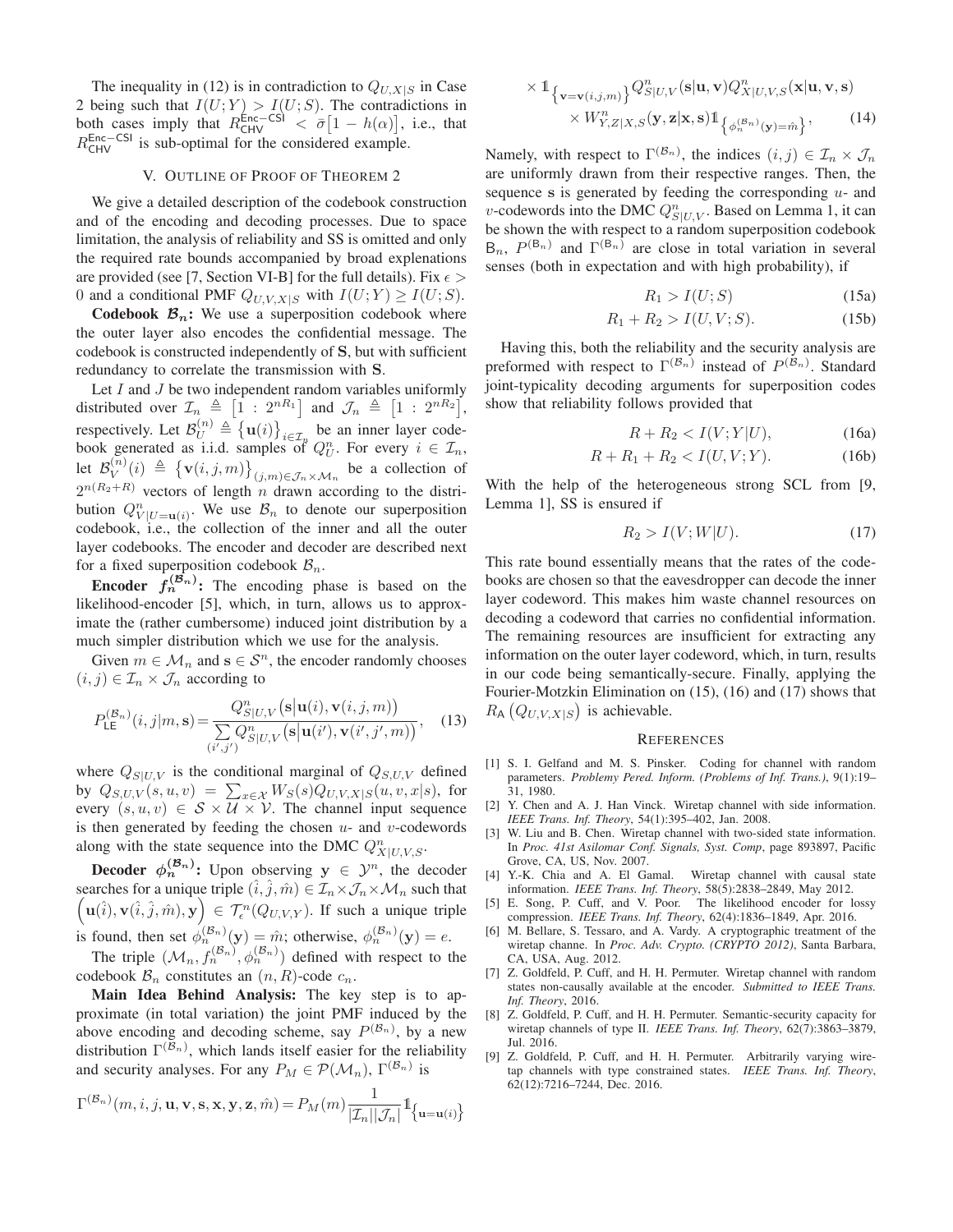The inequality in (12) is in contradiction to $Q_{U,X|S}$ in Case 2 being such that $I(U;Y) > I(U;S)$. The contradictions in both cases imply that $R_{\mathsf{CHV}}^{\mathsf{Enc-CSI}} < \bar{\sigma}\big[1 - h(\alpha)\big]$, i.e., that $R_{\mathsf{CHV}}^{\mathsf{Enc-CSI}}$ is sub-optimal for the considered example.

## V. Outline of Proof of Theorem 2

We give a detailed description of the codebook construction and of the encoding and decoding processes. Due to space limitation, the analysis of reliability and SS is omitted and only the required rate bounds accompanied by broad explenations are provided (see [7, Section VI-B] for the full details). Fix $\epsilon > 0$ and a conditional PMF $Q_{U,V,X|S}$ with $I(U;Y) \geq I(U;S)$.

**Codebook $\mathcal{B}_n$:** We use a superposition codebook where the outer layer also encodes the confidential message. The codebook is constructed independently of $\mathbf{S}$, but with sufficient redundancy to correlate the transmission with $\mathbf{S}$.

Let $I$ and $J$ be two independent random variables uniformly distributed over $\mathcal{I}_n \triangleq \big[1 : 2^{nR_1}\big]$ and $\mathcal{J}_n \triangleq \big[1 : 2^{nR_2}\big]$, respectively. Let $\mathcal{B}_U^{(n)} \triangleq \big\{\mathbf{u}(i)\big\}_{i\in\mathcal{I}_n}$ be an inner layer codebook generated as i.i.d. samples of $Q_U^n$. For every $i \in \mathcal{I}_n$, let $\mathcal{B}_V^{(n)}(i) \triangleq \big\{\mathbf{v}(i,j,m)\big\}_{(j,m)\in\mathcal{J}_n\times\mathcal{M}_n}$ be a collection of $2^{n(R_2+R)}$ vectors of length $n$ drawn according to the distribution $Q_{V|U=\mathbf{u}(i)}^n$. We use $\mathcal{B}_n$ to denote our superposition codebook, i.e., the collection of the inner and all the outer layer codebooks. The encoder and decoder are described next for a fixed superposition codebook $\mathcal{B}_n$.

**Encoder $f_n^{(\mathcal{B}_n)}$:** The encoding phase is based on the likelihood-encoder [5], which, in turn, allows us to approximate the (rather cumbersome) induced joint distribution by a much simpler distribution which we use for the analysis.

Given $m \in \mathcal{M}_n$ and $\mathbf{s} \in \mathcal{S}^n$, the encoder randomly chooses $(i,j) \in \mathcal{I}_n \times \mathcal{J}_n$ according to

$$P_{\mathsf{LE}}^{(\mathcal{B}_n)}(i,j|m,\mathbf{s}) = \frac{Q_{S|U,V}^n\big(\mathbf{s}\big|\mathbf{u}(i),\mathbf{v}(i,j,m)\big)}{\sum\limits_{(i',j')} Q_{S|U,V}^n\big(\mathbf{s}\big|\mathbf{u}(i'),\mathbf{v}(i',j',m)\big)}, \quad (13)$$

where $Q_{S|U,V}$ is the conditional marginal of $Q_{S,U,V}$ defined by $Q_{S,U,V}(s,u,v) = \sum_{x\in\mathcal{X}} W_S(s) Q_{U,V,X|S}(u,v,x|s)$, for every $(s,u,v) \in \mathcal{S}\times\mathcal{U}\times\mathcal{V}$. The channel input sequence is then generated by feeding the chosen $u$- and $v$-codewords along with the state sequence into the DMC $Q_{X|U,V,S}^n$.

**Decoder $\phi_n^{(\mathcal{B}_n)}$:** Upon observing $\mathbf{y} \in \mathcal{Y}^n$, the decoder searches for a unique triple $(\hat{i},\hat{j},\hat{m}) \in \mathcal{I}_n\times\mathcal{J}_n\times\mathcal{M}_n$ such that $\Big(\mathbf{u}(\hat{i}),\mathbf{v}(\hat{i},\hat{j},\hat{m}),\mathbf{y}\Big) \in \mathcal{T}_\epsilon^n(Q_{U,V,Y})$. If such a unique triple is found, then set $\phi_n^{(\mathcal{B}_n)}(\mathbf{y}) = \hat{m}$; otherwise, $\phi_n^{(\mathcal{B}_n)}(\mathbf{y}) = e$.

The triple $(\mathcal{M}_n, f_n^{(\mathcal{B}_n)}, \phi_n^{(\mathcal{B}_n)})$ defined with respect to the codebook $\mathcal{B}_n$ constitutes an $(n,R)$-code $c_n$.

**Main Idea Behind Analysis:** The key step is to approximate (in total variation) the joint PMF induced by the above encoding and decoding scheme, say $P^{(\mathcal{B}_n)}$, by a new distribution $\Gamma^{(\mathcal{B}_n)}$, which lands itself easier for the reliability and security analyses. For any $P_M \in \mathcal{P}(\mathcal{M}_n)$, $\Gamma^{(\mathcal{B}_n)}$ is

$$\Gamma^{(\mathcal{B}_n)}(m,i,j,\mathbf{u},\mathbf{v},\mathbf{s},\mathbf{x},\mathbf{y},\mathbf{z},\hat{m}) = P_M(m)\frac{1}{|\mathcal{I}_n||\mathcal{J}_n|}\mathbb{1}_{\big\{\mathbf{u}=\mathbf{u}(i)\big\}}$$

$$\times \mathbb{1}_{\big\{\mathbf{v}=\mathbf{v}(i,j,m)\big\}} Q_{S|U,V}^n(\mathbf{s}|\mathbf{u},\mathbf{v}) Q_{X|U,V,S}^n(\mathbf{x}|\mathbf{u},\mathbf{v},\mathbf{s}) \times W_{Y,Z|X,S}^n(\mathbf{y},\mathbf{z}|\mathbf{x},\mathbf{s}) \mathbb{1}_{\big\{\phi_n^{(\mathcal{B}_n)}(\mathbf{y})=\hat{m}\big\}}, \quad (14)$$

Namely, with respect to $\Gamma^{(\mathcal{B}_n)}$, the indices $(i,j) \in \mathcal{I}_n \times \mathcal{J}_n$ are uniformly drawn from their respective ranges. Then, the sequence $\mathbf{s}$ is generated by feeding the corresponding $u$- and $v$-codewords into the DMC $Q_{S|U,V}^n$. Based on Lemma 1, it can be shown the with respect to a random superposition codebook $\mathsf{B}_n$, $P^{(\mathsf{B}_n)}$ and $\Gamma^{(\mathsf{B}_n)}$ are close in total variation in several senses (both in expectation and with high probability), if

$$R_1 > I(U;S) \quad (15a)$$

$$R_1 + R_2 > I(U,V;S). \quad (15b)$$

Having this, both the reliability and the security analysis are preformed with respect to $\Gamma^{(\mathcal{B}_n)}$ instead of $P^{(\mathcal{B}_n)}$. Standard joint-typicality decoding arguments for superposition codes show that reliability follows provided that

$$R + R_2 < I(V;Y|U), \quad (16a)$$

$$R + R_1 + R_2 < I(U,V;Y). \quad (16b)$$

With the help of the heterogeneous strong SCL from [9, Lemma 1], SS is ensured if

$$R_2 > I(V;W|U). \quad (17)$$

This rate bound essentially means that the rates of the codebooks are chosen so that the eavesdropper can decode the inner layer codeword. This makes him waste channel resources on decoding a codeword that carries no confidential information. The remaining resources are insufficient for extracting any information on the outer layer codeword, which, in turn, results in our code being semantically-secure. Finally, applying the Fourier-Motzkin Elimination on (15), (16) and (17) shows that $R_{\mathsf{A}}\big(Q_{U,V,X|S}\big)$ is achievable.

## References

[1] S. I. Gelfand and M. S. Pinsker. Coding for channel with random parameters. *Problemy Pered. Inform. (Problems of Inf. Trans.)*, 9(1):19–31, 1980.

[2] Y. Chen and A. J. Han Vinck. Wiretap channel with side information. *IEEE Trans. Inf. Theory*, 54(1):395–402, Jan. 2008.

[3] W. Liu and B. Chen. Wiretap channel with two-sided state information. In *Proc. 41st Asilomar Conf. Signals, Syst. Comp*, page 893897, Pacific Grove, CA, US, Nov. 2007.

[4] Y.-K. Chia and A. El Gamal. Wiretap channel with causal state information. *IEEE Trans. Inf. Theory*, 58(5):2838–2849, May 2012.

[5] E. Song, P. Cuff, and V. Poor. The likelihood encoder for lossy compression. *IEEE Trans. Inf. Theory*, 62(4):1836–1849, Apr. 2016.

[6] M. Bellare, S. Tessaro, and A. Vardy. A cryptographic treatment of the wiretap channe. In *Proc. Adv. Crypto. (CRYPTO 2012)*, Santa Barbara, CA, USA, Aug. 2012.

[7] Z. Goldfeld, P. Cuff, and H. H. Permuter. Wiretap channel with random states non-causally available at the encoder. *Submitted to IEEE Trans. Inf. Theory*, 2016.

[8] Z. Goldfeld, P. Cuff, and H. H. Permuter. Semantic-security capacity for wiretap channels of type II. *IEEE Trans. Inf. Theory*, 62(7):3863–3879, Jul. 2016.

[9] Z. Goldfeld, P. Cuff, and H. H. Permuter. Arbitrarily varying wiretap channels with type constrained states. *IEEE Trans. Inf. Theory*, 62(12):7216–7244, Dec. 2016.